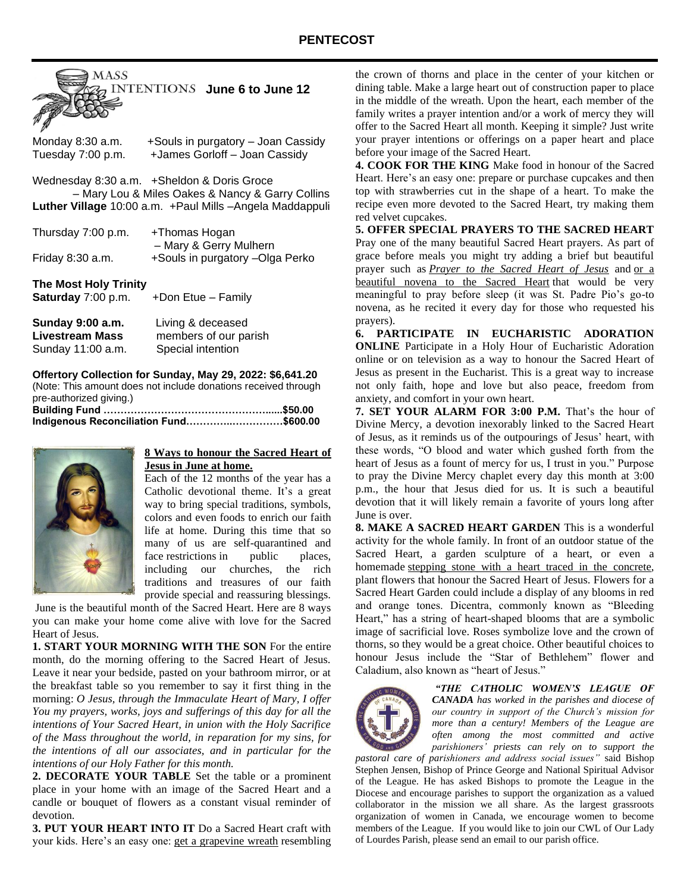# PENTECOST

## MASS INTENTIONS June 6 to June 12

Monday 8:30 a.m. +Souls in purgatory – Joan Cassidy
Tuesday 7:00 p.m. +James Gorloff – Joan Cassidy

Wednesday 8:30 a.m. +Sheldon & Doris Groce
– Mary Lou & Miles Oakes & Nancy & Garry Collins
**Luther Village** 10:00 a.m. +Paul Mills –Angela Maddappuli

Thursday 7:00 p.m. +Thomas Hogan
– Mary & Gerry Mulhern
Friday 8:30 a.m. +Souls in purgatory –Olga Perko

**The Most Holy Trinity**
**Saturday** 7:00 p.m. +Don Etue – Family

**Sunday 9:00 a.m.** Living & deceased
**Livestream Mass** members of our parish
Sunday 11:00 a.m. Special intention

**Offertory Collection for Sunday, May 29, 2022: $6,641.20**
(Note: This amount does not include donations received through pre-authorized giving.)
**Building Fund ………………………………………......$50.00**
**Indigenous Reconciliation Fund…………..……………$600.00**

**8 Ways to honour the Sacred Heart of Jesus in June at home.**

Each of the 12 months of the year has a Catholic devotional theme. It's a great way to bring special traditions, symbols, colors and even foods to enrich our faith life at home. During this time that so many of us are self-quarantined and face restrictions in public places, including our churches, the rich traditions and treasures of our faith provide special and reassuring blessings.

June is the beautiful month of the Sacred Heart. Here are 8 ways you can make your home come alive with love for the Sacred Heart of Jesus.

**1. START YOUR MORNING WITH THE SON** For the entire month, do the morning offering to the Sacred Heart of Jesus. Leave it near your bedside, pasted on your bathroom mirror, or at the breakfast table so you remember to say it first thing in the morning: *O Jesus, through the Immaculate Heart of Mary, I offer You my prayers, works, joys and sufferings of this day for all the intentions of Your Sacred Heart, in union with the Holy Sacrifice of the Mass throughout the world, in reparation for my sins, for the intentions of all our associates, and in particular for the intentions of our Holy Father for this month.*

**2. DECORATE YOUR TABLE** Set the table or a prominent place in your home with an image of the Sacred Heart and a candle or bouquet of flowers as a constant visual reminder of devotion.

**3. PUT YOUR HEART INTO IT** Do a Sacred Heart craft with your kids. Here's an easy one: get a grapevine wreath resembling the crown of thorns and place in the center of your kitchen or dining table. Make a large heart out of construction paper to place in the middle of the wreath. Upon the heart, each member of the family writes a prayer intention and/or a work of mercy they will offer to the Sacred Heart all month. Keeping it simple? Just write your prayer intentions or offerings on a paper heart and place before your image of the Sacred Heart.

**4. COOK FOR THE KING** Make food in honour of the Sacred Heart. Here's an easy one: prepare or purchase cupcakes and then top with strawberries cut in the shape of a heart. To make the recipe even more devoted to the Sacred Heart, try making them red velvet cupcakes.

**5. OFFER SPECIAL PRAYERS TO THE SACRED HEART** Pray one of the many beautiful Sacred Heart prayers. As part of grace before meals you might try adding a brief but beautiful prayer such as *Prayer to the Sacred Heart of Jesus* and or a beautiful novena to the Sacred Heart that would be very meaningful to pray before sleep (it was St. Padre Pio's go-to novena, as he recited it every day for those who requested his prayers).

**6. PARTICIPATE IN EUCHARISTIC ADORATION ONLINE** Participate in a Holy Hour of Eucharistic Adoration online or on television as a way to honour the Sacred Heart of Jesus as present in the Eucharist. This is a great way to increase not only faith, hope and love but also peace, freedom from anxiety, and comfort in your own heart.

**7. SET YOUR ALARM FOR 3:00 P.M.** That's the hour of Divine Mercy, a devotion inexorably linked to the Sacred Heart of Jesus, as it reminds us of the outpourings of Jesus' heart, with these words, "O blood and water which gushed forth from the heart of Jesus as a fount of mercy for us, I trust in you." Purpose to pray the Divine Mercy chaplet every day this month at 3:00 p.m., the hour that Jesus died for us. It is such a beautiful devotion that it will likely remain a favorite of yours long after June is over.

**8. MAKE A SACRED HEART GARDEN** This is a wonderful activity for the whole family. In front of an outdoor statue of the Sacred Heart, a garden sculpture of a heart, or even a homemade stepping stone with a heart traced in the concrete, plant flowers that honour the Sacred Heart of Jesus. Flowers for a Sacred Heart Garden could include a display of any blooms in red and orange tones. Dicentra, commonly known as "Bleeding Heart," has a string of heart-shaped blooms that are a symbolic image of sacrificial love. Roses symbolize love and the crown of thorns, so they would be a great choice. Other beautiful choices to honour Jesus include the "Star of Bethlehem" flower and Caladium, also known as "heart of Jesus."

*"THE CATHOLIC WOMEN'S LEAGUE OF CANADA has worked in the parishes and diocese of our country in support of the Church's mission for more than a century! Members of the League are often among the most committed and active parishioners' priests can rely on to support the pastoral care of parishioners and address social issues"* said Bishop Stephen Jensen, Bishop of Prince George and National Spiritual Advisor of the League. He has asked Bishops to promote the League in the Diocese and encourage parishes to support the organization as a valued collaborator in the mission we all share. As the largest grassroots organization of women in Canada, we encourage women to become members of the League. If you would like to join our CWL of Our Lady of Lourdes Parish, please send an email to our parish office.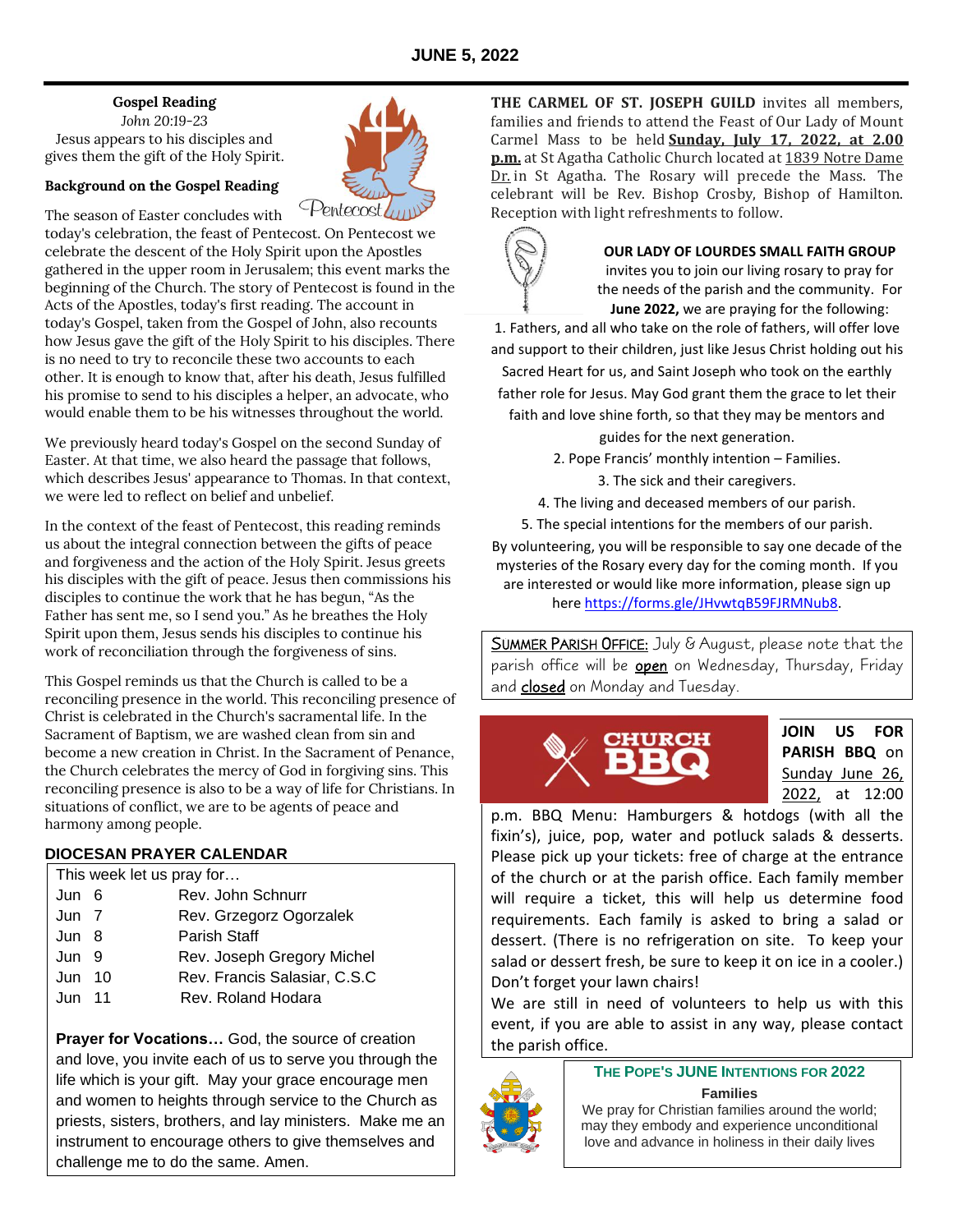**JUNE 5, 2022**

**Gospel Reading**
*John 20:19-23*
Jesus appears to his disciples and gives them the gift of the Holy Spirit.

**Background on the Gospel Reading**

The season of Easter concludes with today's celebration, the feast of Pentecost. On Pentecost we celebrate the descent of the Holy Spirit upon the Apostles gathered in the upper room in Jerusalem; this event marks the beginning of the Church. The story of Pentecost is found in the Acts of the Apostles, today's first reading. The account in today's Gospel, taken from the Gospel of John, also recounts how Jesus gave the gift of the Holy Spirit to his disciples. There is no need to try to reconcile these two accounts to each other. It is enough to know that, after his death, Jesus fulfilled his promise to send to his disciples a helper, an advocate, who would enable them to be his witnesses throughout the world.

We previously heard today's Gospel on the second Sunday of Easter. At that time, we also heard the passage that follows, which describes Jesus' appearance to Thomas. In that context, we were led to reflect on belief and unbelief.

In the context of the feast of Pentecost, this reading reminds us about the integral connection between the gifts of peace and forgiveness and the action of the Holy Spirit. Jesus greets his disciples with the gift of peace. Jesus then commissions his disciples to continue the work that he has begun, "As the Father has sent me, so I send you." As he breathes the Holy Spirit upon them, Jesus sends his disciples to continue his work of reconciliation through the forgiveness of sins.

This Gospel reminds us that the Church is called to be a reconciling presence in the world. This reconciling presence of Christ is celebrated in the Church's sacramental life. In the Sacrament of Baptism, we are washed clean from sin and become a new creation in Christ. In the Sacrament of Penance, the Church celebrates the mercy of God in forgiving sins. This reconciling presence is also to be a way of life for Christians. In situations of conflict, we are to be agents of peace and harmony among people.

## DIOCESAN PRAYER CALENDAR

This week let us pray for…

| | |
|---|---|
| Jun 6 | Rev. John Schnurr |
| Jun 7 | Rev. Grzegorz Ogorzalek |
| Jun 8 | Parish Staff |
| Jun 9 | Rev. Joseph Gregory Michel |
| Jun 10 | Rev. Francis Salasiar, C.S.C |
| Jun 11 | Rev. Roland Hodara |

**Prayer for Vocations…** God, the source of creation and love, you invite each of us to serve you through the life which is your gift. May your grace encourage men and women to heights through service to the Church as priests, sisters, brothers, and lay ministers. Make me an instrument to encourage others to give themselves and challenge me to do the same. Amen.

**THE CARMEL OF ST. JOSEPH GUILD** invites all members, families and friends to attend the Feast of Our Lady of Mount Carmel Mass to be held **Sunday, July 17, 2022, at 2.00 p.m.** at St Agatha Catholic Church located at 1839 Notre Dame Dr. in St Agatha. The Rosary will precede the Mass. The celebrant will be Rev. Bishop Crosby, Bishop of Hamilton. Reception with light refreshments to follow.

**OUR LADY OF LOURDES SMALL FAITH GROUP** invites you to join our living rosary to pray for the needs of the parish and the community. For **June 2022,** we are praying for the following:

1. Fathers, and all who take on the role of fathers, will offer love and support to their children, just like Jesus Christ holding out his Sacred Heart for us, and Saint Joseph who took on the earthly father role for Jesus. May God grant them the grace to let their faith and love shine forth, so that they may be mentors and guides for the next generation.
2. Pope Francis' monthly intention – Families.
3. The sick and their caregivers.
4. The living and deceased members of our parish.
5. The special intentions for the members of our parish.

By volunteering, you will be responsible to say one decade of the mysteries of the Rosary every day for the coming month. If you are interested or would like more information, please sign up here https://forms.gle/JHvwtqB59FJRMNub8.

SUMMER PARISH OFFICE: July & August, please note that the parish office will be **open** on Wednesday, Thursday, Friday and **closed** on Monday and Tuesday.

CHURCH BBQ

**JOIN US FOR PARISH BBQ** on Sunday June 26, 2022, at 12:00 p.m. BBQ Menu: Hamburgers & hotdogs (with all the fixin's), juice, pop, water and potluck salads & desserts. Please pick up your tickets: free of charge at the entrance of the church or at the parish office. Each family member will require a ticket, this will help us determine food requirements. Each family is asked to bring a salad or dessert. (There is no refrigeration on site. To keep your salad or dessert fresh, be sure to keep it on ice in a cooler.) Don't forget your lawn chairs!

We are still in need of volunteers to help us with this event, if you are able to assist in any way, please contact the parish office.

**THE POPE'S JUNE INTENTIONS FOR 2022**

**Families**

We pray for Christian families around the world; may they embody and experience unconditional love and advance in holiness in their daily lives